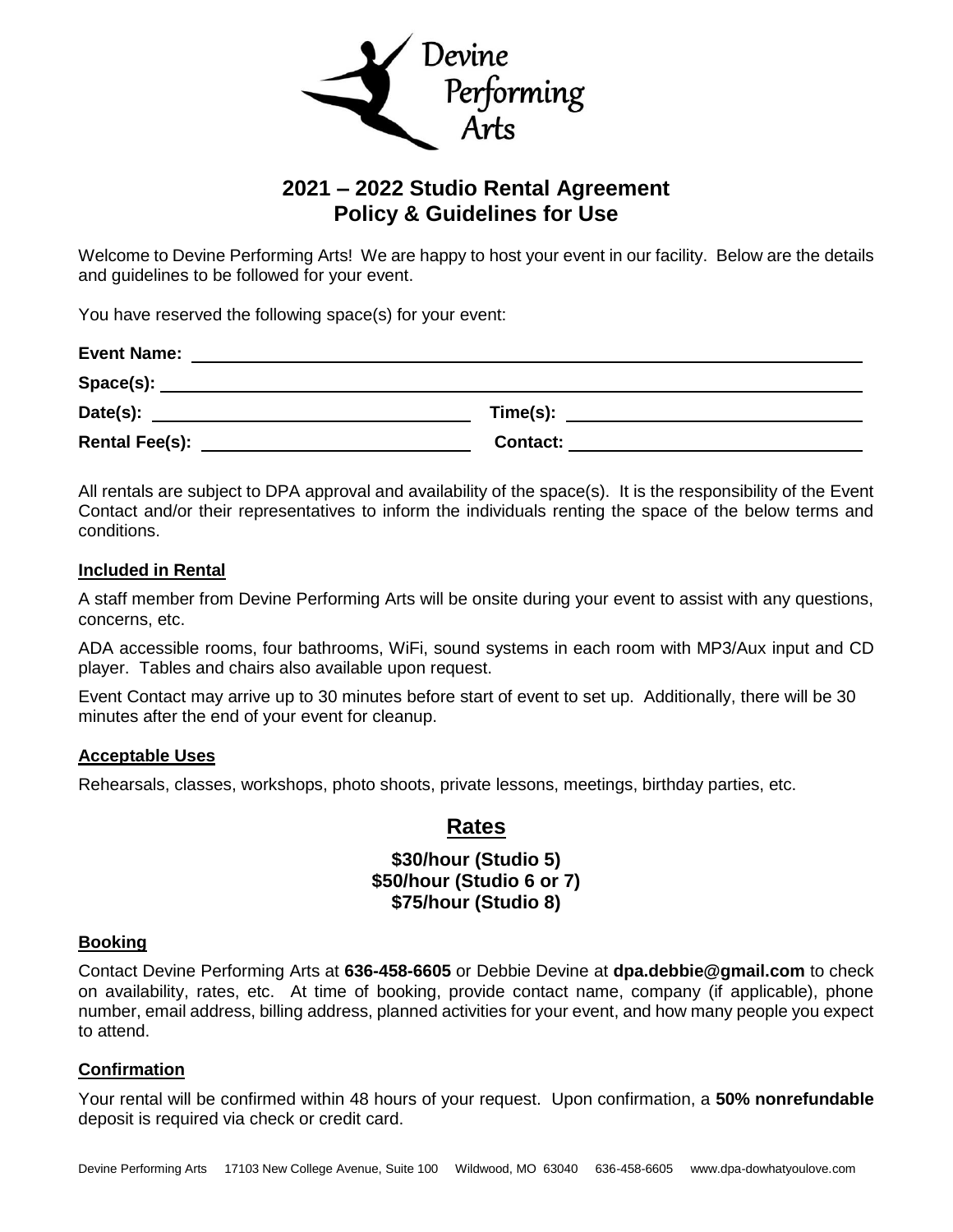Devine Performing Arts

# 2021 – 2022 Studio Rental Agreement
## Policy & Guidelines for Use

Welcome to Devine Performing Arts! We are happy to host your event in our facility. Below are the details and guidelines to be followed for your event.

You have reserved the following space(s) for your event:

**Event Name:** ______________________________________________

**Space(s):** ______________________________________________

**Date(s):** ______________________ **Time(s):** ______________________

**Rental Fee(s):** ______________________ **Contact:** ______________________

All rentals are subject to DPA approval and availability of the space(s). It is the responsibility of the Event Contact and/or their representatives to inform the individuals renting the space of the below terms and conditions.

### Included in Rental

A staff member from Devine Performing Arts will be onsite during your event to assist with any questions, concerns, etc.

ADA accessible rooms, four bathrooms, WiFi, sound systems in each room with MP3/Aux input and CD player. Tables and chairs also available upon request.

Event Contact may arrive up to 30 minutes before start of event to set up. Additionally, there will be 30 minutes after the end of your event for cleanup.

### Acceptable Uses

Rehearsals, classes, workshops, photo shoots, private lessons, meetings, birthday parties, etc.

## Rates

**$30/hour (Studio 5)**
**$50/hour (Studio 6 or 7)**
**$75/hour (Studio 8)**

### Booking

Contact Devine Performing Arts at **636-458-6605** or Debbie Devine at **dpa.debbie@gmail.com** to check on availability, rates, etc. At time of booking, provide contact name, company (if applicable), phone number, email address, billing address, planned activities for your event, and how many people you expect to attend.

### Confirmation

Your rental will be confirmed within 48 hours of your request. Upon confirmation, a **50% nonrefundable** deposit is required via check or credit card.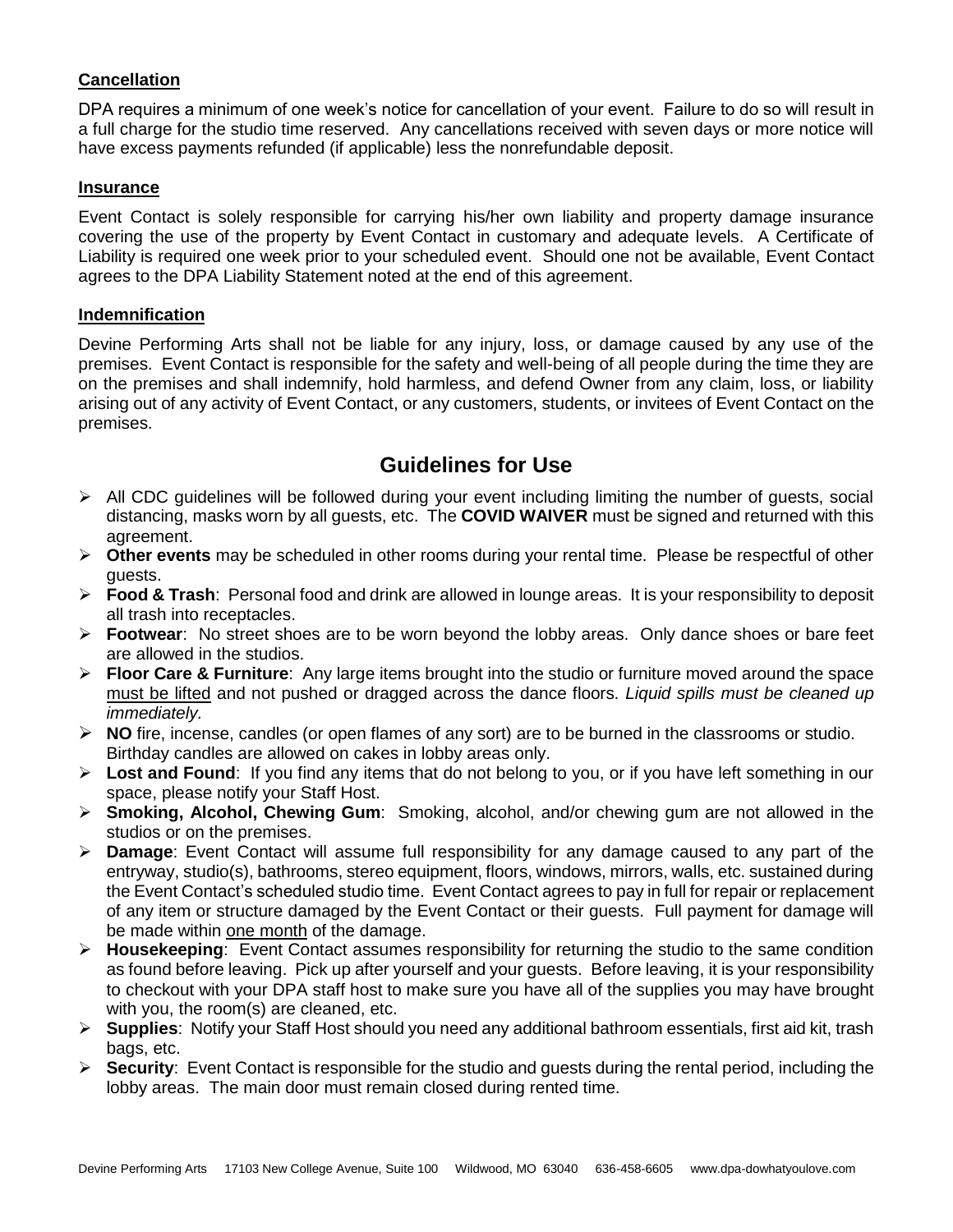**Cancellation**

DPA requires a minimum of one week's notice for cancellation of your event. Failure to do so will result in a full charge for the studio time reserved. Any cancellations received with seven days or more notice will have excess payments refunded (if applicable) less the nonrefundable deposit.

**Insurance**

Event Contact is solely responsible for carrying his/her own liability and property damage insurance covering the use of the property by Event Contact in customary and adequate levels. A Certificate of Liability is required one week prior to your scheduled event. Should one not be available, Event Contact agrees to the DPA Liability Statement noted at the end of this agreement.

**Indemnification**

Devine Performing Arts shall not be liable for any injury, loss, or damage caused by any use of the premises. Event Contact is responsible for the safety and well-being of all people during the time they are on the premises and shall indemnify, hold harmless, and defend Owner from any claim, loss, or liability arising out of any activity of Event Contact, or any customers, students, or invitees of Event Contact on the premises.

## Guidelines for Use

- All CDC guidelines will be followed during your event including limiting the number of guests, social distancing, masks worn by all guests, etc. The **COVID WAIVER** must be signed and returned with this agreement.
- **Other events** may be scheduled in other rooms during your rental time. Please be respectful of other guests.
- **Food & Trash**: Personal food and drink are allowed in lounge areas. It is your responsibility to deposit all trash into receptacles.
- **Footwear**: No street shoes are to be worn beyond the lobby areas. Only dance shoes or bare feet are allowed in the studios.
- **Floor Care & Furniture**: Any large items brought into the studio or furniture moved around the space must be lifted and not pushed or dragged across the dance floors. *Liquid spills must be cleaned up immediately.*
- **NO** fire, incense, candles (or open flames of any sort) are to be burned in the classrooms or studio. Birthday candles are allowed on cakes in lobby areas only.
- **Lost and Found**: If you find any items that do not belong to you, or if you have left something in our space, please notify your Staff Host.
- **Smoking, Alcohol, Chewing Gum**: Smoking, alcohol, and/or chewing gum are not allowed in the studios or on the premises.
- **Damage**: Event Contact will assume full responsibility for any damage caused to any part of the entryway, studio(s), bathrooms, stereo equipment, floors, windows, mirrors, walls, etc. sustained during the Event Contact's scheduled studio time. Event Contact agrees to pay in full for repair or replacement of any item or structure damaged by the Event Contact or their guests. Full payment for damage will be made within one month of the damage.
- **Housekeeping**: Event Contact assumes responsibility for returning the studio to the same condition as found before leaving. Pick up after yourself and your guests. Before leaving, it is your responsibility to checkout with your DPA staff host to make sure you have all of the supplies you may have brought with you, the room(s) are cleaned, etc.
- **Supplies**: Notify your Staff Host should you need any additional bathroom essentials, first aid kit, trash bags, etc.
- **Security**: Event Contact is responsible for the studio and guests during the rental period, including the lobby areas. The main door must remain closed during rented time.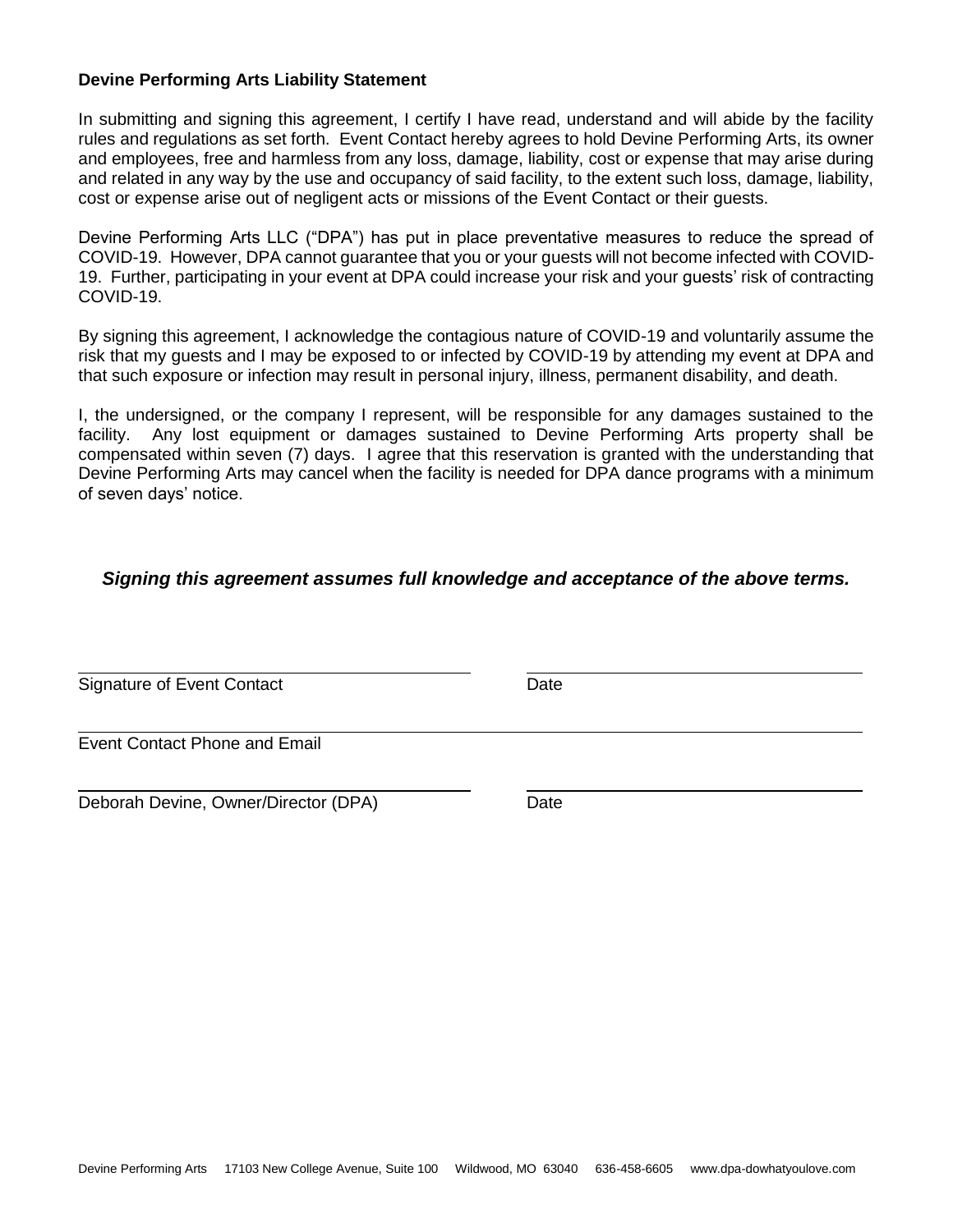**Devine Performing Arts Liability Statement**

In submitting and signing this agreement, I certify I have read, understand and will abide by the facility rules and regulations as set forth. Event Contact hereby agrees to hold Devine Performing Arts, its owner and employees, free and harmless from any loss, damage, liability, cost or expense that may arise during and related in any way by the use and occupancy of said facility, to the extent such loss, damage, liability, cost or expense arise out of negligent acts or missions of the Event Contact or their guests.

Devine Performing Arts LLC ("DPA") has put in place preventative measures to reduce the spread of COVID-19. However, DPA cannot guarantee that you or your guests will not become infected with COVID-19. Further, participating in your event at DPA could increase your risk and your guests' risk of contracting COVID-19.

By signing this agreement, I acknowledge the contagious nature of COVID-19 and voluntarily assume the risk that my guests and I may be exposed to or infected by COVID-19 by attending my event at DPA and that such exposure or infection may result in personal injury, illness, permanent disability, and death.

I, the undersigned, or the company I represent, will be responsible for any damages sustained to the facility. Any lost equipment or damages sustained to Devine Performing Arts property shall be compensated within seven (7) days. I agree that this reservation is granted with the understanding that Devine Performing Arts may cancel when the facility is needed for DPA dance programs with a minimum of seven days' notice.

***Signing this agreement assumes full knowledge and acceptance of the above terms.***

Signature of Event Contact ____________________ Date ____________________

Event Contact Phone and Email ____________________

Deborah Devine, Owner/Director (DPA) ____________________ Date ____________________

Devine Performing Arts 17103 New College Avenue, Suite 100 Wildwood, MO 63040 636-458-6605 www.dpa-dowhatyoulove.com